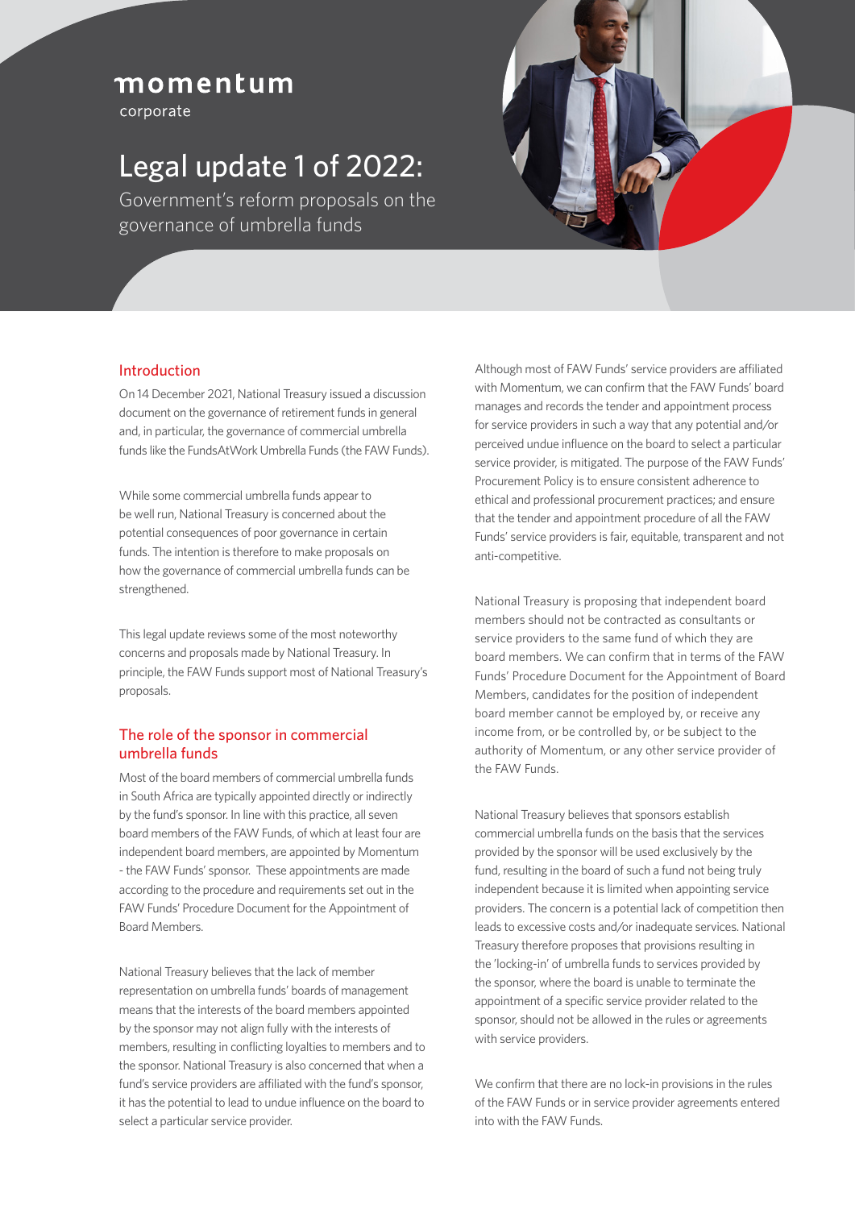momentum

corporate

# Legal update 1 of 2022:

Government's reform proposals on the governance of umbrella funds

## Introduction

On 14 December 2021, National Treasury issued a discussion document on the governance of retirement funds in general and, in particular, the governance of commercial umbrella funds like the FundsAtWork Umbrella Funds (the FAW Funds).

While some commercial umbrella funds appear to be well run, National Treasury is concerned about the potential consequences of poor governance in certain funds. The intention is therefore to make proposals on how the governance of commercial umbrella funds can be strengthened.

This legal update reviews some of the most noteworthy concerns and proposals made by National Treasury. In principle, the FAW Funds support most of National Treasury's proposals.

## The role of the sponsor in commercial umbrella funds

Most of the board members of commercial umbrella funds in South Africa are typically appointed directly or indirectly by the fund's sponsor. In line with this practice, all seven board members of the FAW Funds, of which at least four are independent board members, are appointed by Momentum - the FAW Funds' sponsor. These appointments are made according to the procedure and requirements set out in the FAW Funds' Procedure Document for the Appointment of Board Members.

National Treasury believes that the lack of member representation on umbrella funds' boards of management means that the interests of the board members appointed by the sponsor may not align fully with the interests of members, resulting in conflicting loyalties to members and to the sponsor. National Treasury is also concerned that when a fund's service providers are affiliated with the fund's sponsor, it has the potential to lead to undue influence on the board to select a particular service provider.

Although most of FAW Funds' service providers are affiliated with Momentum, we can confirm that the FAW Funds' board manages and records the tender and appointment process for service providers in such a way that any potential and/or perceived undue influence on the board to select a particular service provider, is mitigated. The purpose of the FAW Funds' Procurement Policy is to ensure consistent adherence to ethical and professional procurement practices; and ensure that the tender and appointment procedure of all the FAW Funds' service providers is fair, equitable, transparent and not anti-competitive.

National Treasury is proposing that independent board members should not be contracted as consultants or service providers to the same fund of which they are board members. We can confirm that in terms of the FAW Funds' Procedure Document for the Appointment of Board Members, candidates for the position of independent board member cannot be employed by, or receive any income from, or be controlled by, or be subject to the authority of Momentum, or any other service provider of the FAW Funds.

National Treasury believes that sponsors establish commercial umbrella funds on the basis that the services provided by the sponsor will be used exclusively by the fund, resulting in the board of such a fund not being truly independent because it is limited when appointing service providers. The concern is a potential lack of competition then leads to excessive costs and/or inadequate services. National Treasury therefore proposes that provisions resulting in the 'locking-in' of umbrella funds to services provided by the sponsor, where the board is unable to terminate the appointment of a specific service provider related to the sponsor, should not be allowed in the rules or agreements with service providers.

We confirm that there are no lock-in provisions in the rules of the FAW Funds or in service provider agreements entered into with the FAW Funds.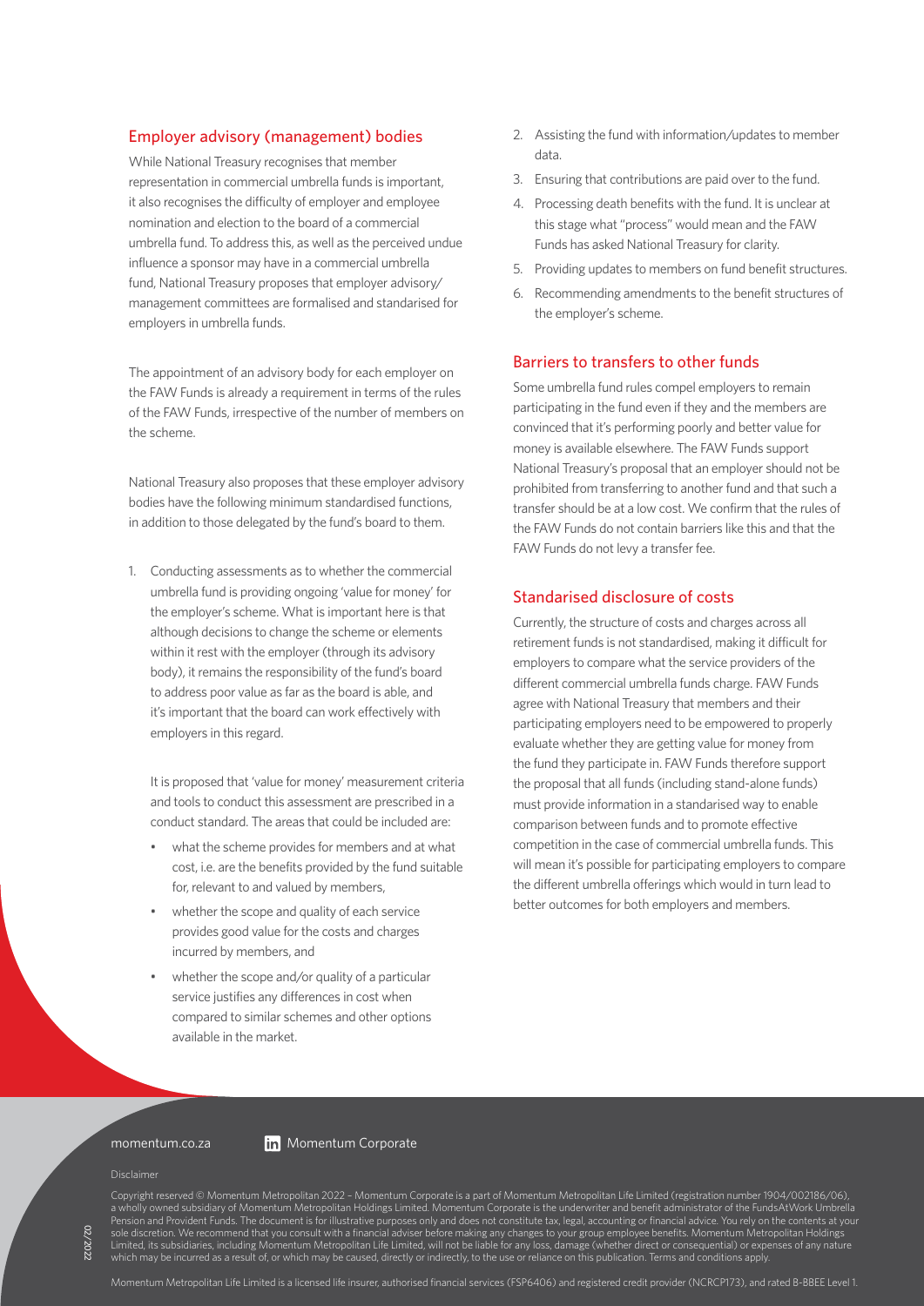## Employer advisory (management) bodies

While National Treasury recognises that member representation in commercial umbrella funds is important, it also recognises the difficulty of employer and employee nomination and election to the board of a commercial umbrella fund. To address this, as well as the perceived undue influence a sponsor may have in a commercial umbrella fund, National Treasury proposes that employer advisory/ management committees are formalised and standarised for employers in umbrella funds.

The appointment of an advisory body for each employer on the FAW Funds is already a requirement in terms of the rules of the FAW Funds, irrespective of the number of members on the scheme.

National Treasury also proposes that these employer advisory bodies have the following minimum standardised functions, in addition to those delegated by the fund's board to them.

1. Conducting assessments as to whether the commercial umbrella fund is providing ongoing 'value for money' for the employer's scheme. What is important here is that although decisions to change the scheme or elements within it rest with the employer (through its advisory body), it remains the responsibility of the fund's board to address poor value as far as the board is able, and it's important that the board can work effectively with employers in this regard.

   It is proposed that 'value for money' measurement criteria and tools to conduct this assessment are prescribed in a conduct standard. The areas that could be included are:

   - what the scheme provides for members and at what cost, i.e. are the benefits provided by the fund suitable for, relevant to and valued by members,
   - whether the scope and quality of each service provides good value for the costs and charges incurred by members, and
   - whether the scope and/or quality of a particular service justifies any differences in cost when compared to similar schemes and other options available in the market.
2. Assisting the fund with information/updates to member data.
3. Ensuring that contributions are paid over to the fund.
4. Processing death benefits with the fund. It is unclear at this stage what "process" would mean and the FAW Funds has asked National Treasury for clarity.
5. Providing updates to members on fund benefit structures.
6. Recommending amendments to the benefit structures of the employer's scheme.

## Barriers to transfers to other funds

Some umbrella fund rules compel employers to remain participating in the fund even if they and the members are convinced that it's performing poorly and better value for money is available elsewhere. The FAW Funds support National Treasury's proposal that an employer should not be prohibited from transferring to another fund and that such a transfer should be at a low cost. We confirm that the rules of the FAW Funds do not contain barriers like this and that the FAW Funds do not levy a transfer fee.

## Standarised disclosure of costs

Currently, the structure of costs and charges across all retirement funds is not standardised, making it difficult for employers to compare what the service providers of the different commercial umbrella funds charge. FAW Funds agree with National Treasury that members and their participating employers need to be empowered to properly evaluate whether they are getting value for money from the fund they participate in. FAW Funds therefore support the proposal that all funds (including stand-alone funds) must provide information in a standarised way to enable comparison between funds and to promote effective competition in the case of commercial umbrella funds. This will mean it's possible for participating employers to compare the different umbrella offerings which would in turn lead to better outcomes for both employers and members.

momentum.co.za Momentum Corporate

Disclaimer

Copyright reserved © Momentum Metropolitan 2022 – Momentum Corporate is a part of Momentum Metropolitan Life Limited (registration number 1904/002186/06), a wholly owned subsidiary of Momentum Metropolitan Holdings Limited. Momentum Corporate is the underwriter and benefit administrator of the FundsAtWork Umbrella Pension and Provident Funds. The document is for illustrative purposes only and does not constitute tax, legal, accounting or financial advice. You rely on the contents at your sole discretion. We recommend that you consult with a financial adviser before making any changes to your group employee benefits. Momentum Metropolitan Holdings Limited, its subsidiaries, including Momentum Metropolitan Life Limited, will not be liable for any loss, damage (whether direct or consequential) or expenses of any nature which may be incurred as a result of, or which may be caused, directly or indirectly, to the use or reliance on this publication. Terms and conditions apply.

Momentum Metropolitan Life Limited is a licensed life insurer, authorised financial services (FSP6406) and registered credit provider (NCRCP173), and rated B-BBEE Level 1.

02/2022